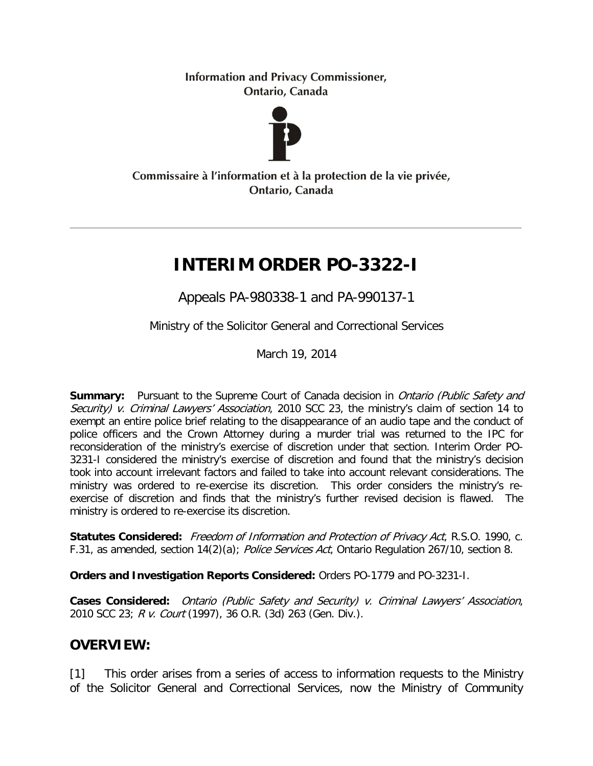Information and Privacy Commissioner,
Ontario, Canada

Commissaire à l'information et à la protection de la vie privée,
Ontario, Canada

# INTERIM ORDER PO-3322-I

Appeals PA-980338-1 and PA-990137-1

Ministry of the Solicitor General and Correctional Services

March 19, 2014

**Summary:** Pursuant to the Supreme Court of Canada decision in *Ontario (Public Safety and Security) v. Criminal Lawyers' Association*, 2010 SCC 23, the ministry's claim of section 14 to exempt an entire police brief relating to the disappearance of an audio tape and the conduct of police officers and the Crown Attorney during a murder trial was returned to the IPC for reconsideration of the ministry's exercise of discretion under that section. Interim Order PO-3231-I considered the ministry's exercise of discretion and found that the ministry's decision took into account irrelevant factors and failed to take into account relevant considerations. The ministry was ordered to re-exercise its discretion. This order considers the ministry's re-exercise of discretion and finds that the ministry's further revised decision is flawed. The ministry is ordered to re-exercise its discretion.

**Statutes Considered:** *Freedom of Information and Protection of Privacy Act*, R.S.O. 1990, c. F.31, as amended, section 14(2)(a); *Police Services Act*, Ontario Regulation 267/10, section 8.

**Orders and Investigation Reports Considered:** Orders PO-1779 and PO-3231-I.

**Cases Considered:** *Ontario (Public Safety and Security) v. Criminal Lawyers' Association*, 2010 SCC 23; *R v. Court* (1997), 36 O.R. (3d) 263 (Gen. Div.).

## OVERVIEW:

[1] This order arises from a series of access to information requests to the Ministry of the Solicitor General and Correctional Services, now the Ministry of Community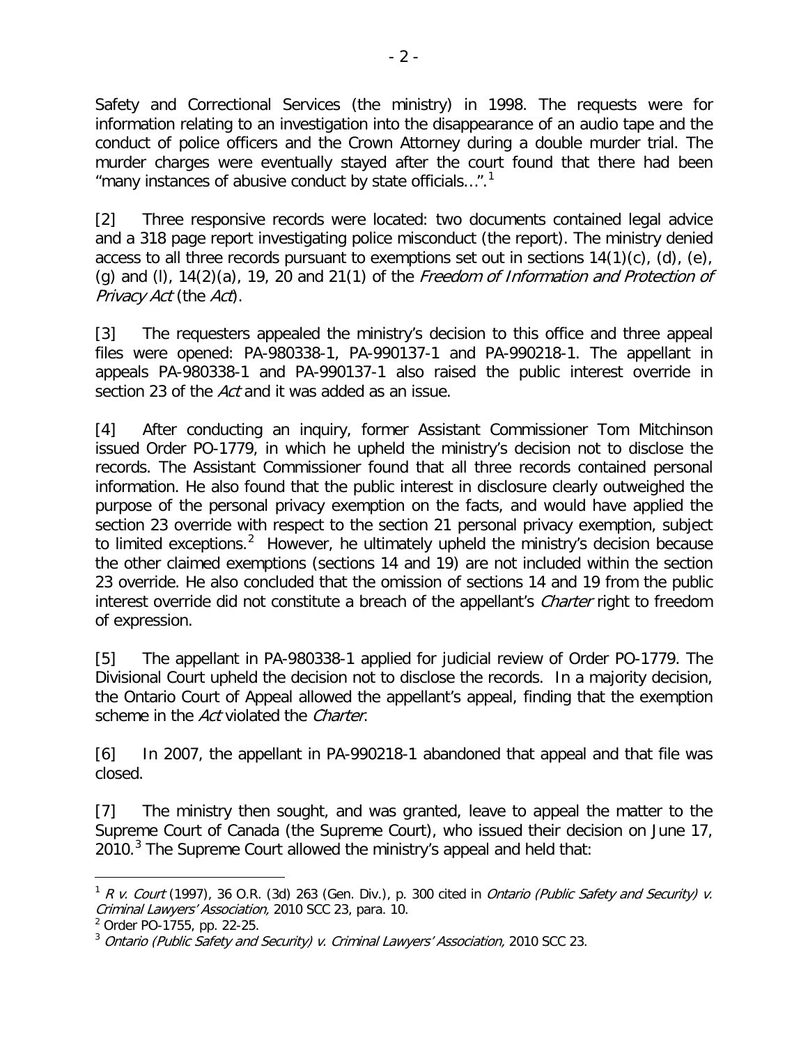Safety and Correctional Services (the ministry) in 1998. The requests were for information relating to an investigation into the disappearance of an audio tape and the conduct of police officers and the Crown Attorney during a double murder trial. The murder charges were eventually stayed after the court found that there had been "many instances of abusive conduct by state officials…".[1]

[2] Three responsive records were located: two documents contained legal advice and a 318 page report investigating police misconduct (the report). The ministry denied access to all three records pursuant to exemptions set out in sections 14(1)(c), (d), (e), (g) and (l), 14(2)(a), 19, 20 and 21(1) of the *Freedom of Information and Protection of Privacy Act* (the *Act*).

[3] The requesters appealed the ministry's decision to this office and three appeal files were opened: PA-980338-1, PA-990137-1 and PA-990218-1. The appellant in appeals PA-980338-1 and PA-990137-1 also raised the public interest override in section 23 of the *Act* and it was added as an issue.

[4] After conducting an inquiry, former Assistant Commissioner Tom Mitchinson issued Order PO-1779, in which he upheld the ministry's decision not to disclose the records. The Assistant Commissioner found that all three records contained personal information. He also found that the public interest in disclosure clearly outweighed the purpose of the personal privacy exemption on the facts, and would have applied the section 23 override with respect to the section 21 personal privacy exemption, subject to limited exceptions.[2] However, he ultimately upheld the ministry's decision because the other claimed exemptions (sections 14 and 19) are not included within the section 23 override. He also concluded that the omission of sections 14 and 19 from the public interest override did not constitute a breach of the appellant's *Charter* right to freedom of expression.

[5] The appellant in PA-980338-1 applied for judicial review of Order PO-1779. The Divisional Court upheld the decision not to disclose the records. In a majority decision, the Ontario Court of Appeal allowed the appellant's appeal, finding that the exemption scheme in the *Act* violated the *Charter*.

[6] In 2007, the appellant in PA-990218-1 abandoned that appeal and that file was closed.

[7] The ministry then sought, and was granted, leave to appeal the matter to the Supreme Court of Canada (the Supreme Court), who issued their decision on June 17, 2010.[3] The Supreme Court allowed the ministry's appeal and held that:

---

[1] *R v. Court* (1997), 36 O.R. (3d) 263 (Gen. Div.), p. 300 cited in *Ontario (Public Safety and Security) v. Criminal Lawyers' Association,* 2010 SCC 23, para. 10.

[2] Order PO-1755, pp. 22-25.

[3] *Ontario (Public Safety and Security) v. Criminal Lawyers' Association,* 2010 SCC 23.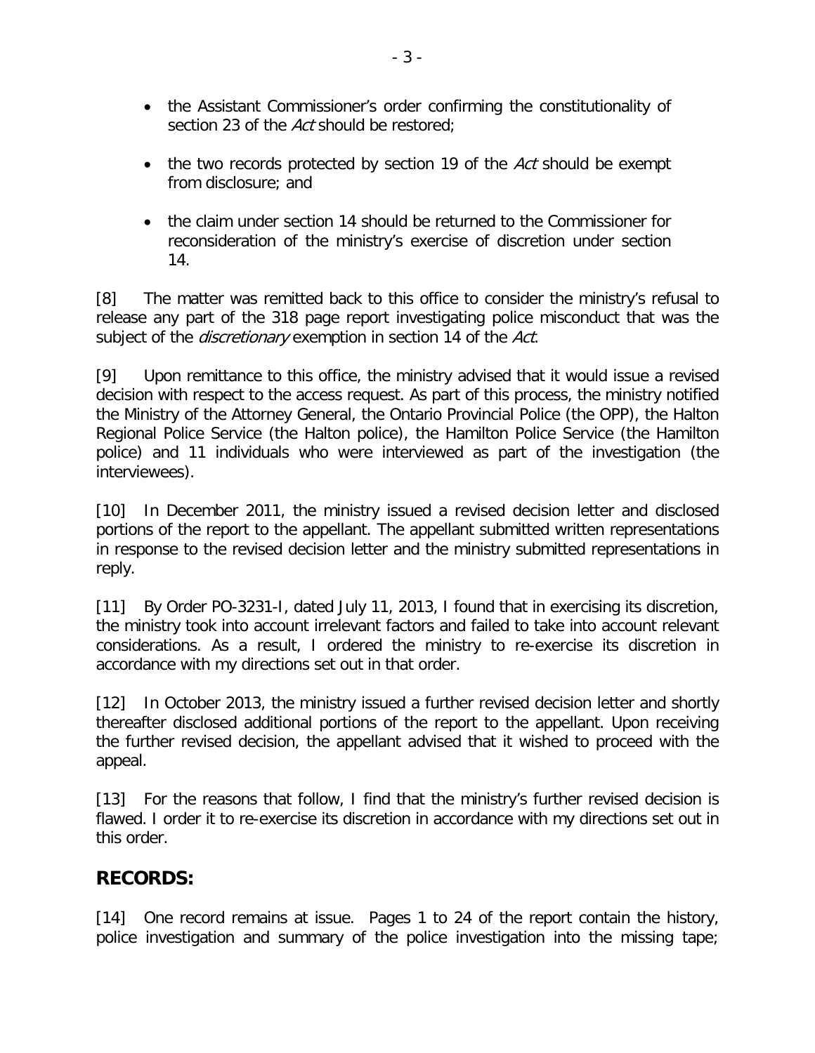- the Assistant Commissioner's order confirming the constitutionality of section 23 of the *Act* should be restored;
- the two records protected by section 19 of the *Act* should be exempt from disclosure; and
- the claim under section 14 should be returned to the Commissioner for reconsideration of the ministry's exercise of discretion under section 14.

[8] The matter was remitted back to this office to consider the ministry's refusal to release any part of the 318 page report investigating police misconduct that was the subject of the *discretionary* exemption in section 14 of the *Act*.

[9] Upon remittance to this office, the ministry advised that it would issue a revised decision with respect to the access request. As part of this process, the ministry notified the Ministry of the Attorney General, the Ontario Provincial Police (the OPP), the Halton Regional Police Service (the Halton police), the Hamilton Police Service (the Hamilton police) and 11 individuals who were interviewed as part of the investigation (the interviewees).

[10] In December 2011, the ministry issued a revised decision letter and disclosed portions of the report to the appellant. The appellant submitted written representations in response to the revised decision letter and the ministry submitted representations in reply.

[11] By Order PO-3231-I, dated July 11, 2013, I found that in exercising its discretion, the ministry took into account irrelevant factors and failed to take into account relevant considerations. As a result, I ordered the ministry to re-exercise its discretion in accordance with my directions set out in that order.

[12] In October 2013, the ministry issued a further revised decision letter and shortly thereafter disclosed additional portions of the report to the appellant. Upon receiving the further revised decision, the appellant advised that it wished to proceed with the appeal.

[13] For the reasons that follow, I find that the ministry's further revised decision is flawed. I order it to re-exercise its discretion in accordance with my directions set out in this order.

## RECORDS:

[14] One record remains at issue. Pages 1 to 24 of the report contain the history, police investigation and summary of the police investigation into the missing tape;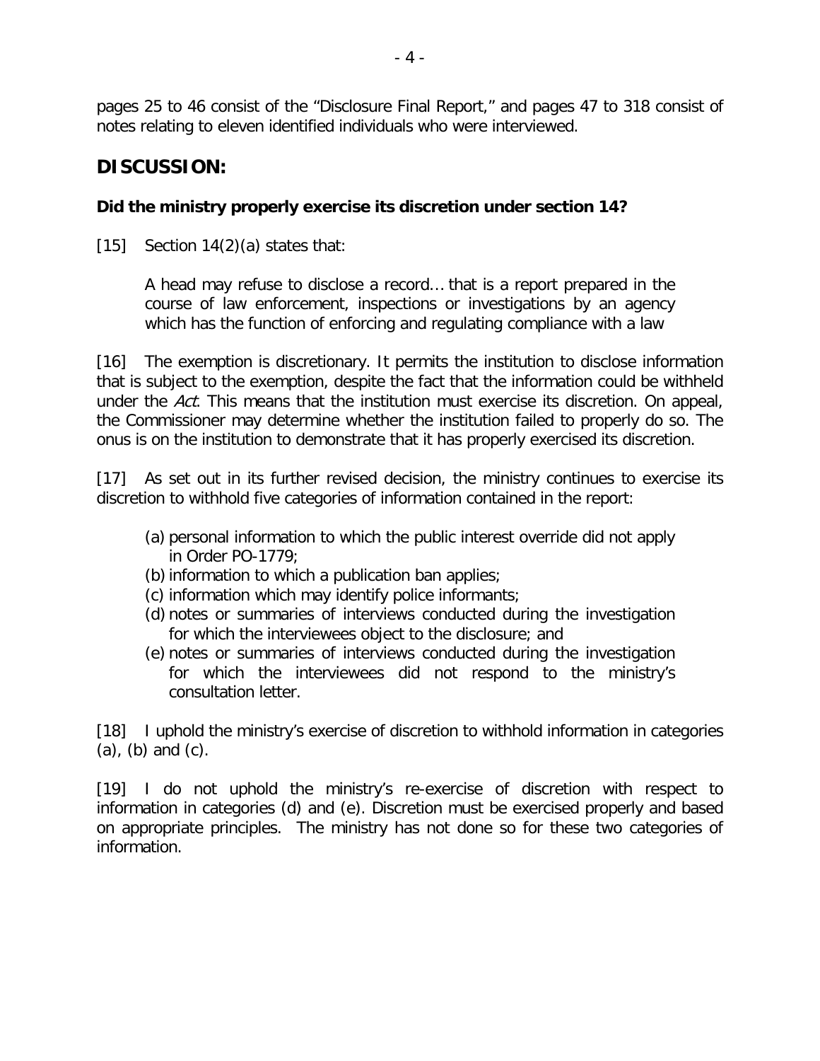pages 25 to 46 consist of the "Disclosure Final Report," and pages 47 to 318 consist of notes relating to eleven identified individuals who were interviewed.

## DISCUSSION:

### Did the ministry properly exercise its discretion under section 14?

[15] Section 14(2)(a) states that:

> A head may refuse to disclose a record… that is a report prepared in the course of law enforcement, inspections or investigations by an agency which has the function of enforcing and regulating compliance with a law

[16] The exemption is discretionary. It permits the institution to disclose information that is subject to the exemption, despite the fact that the information could be withheld under the *Act*. This means that the institution must exercise its discretion. On appeal, the Commissioner may determine whether the institution failed to properly do so. The onus is on the institution to demonstrate that it has properly exercised its discretion.

[17] As set out in its further revised decision, the ministry continues to exercise its discretion to withhold five categories of information contained in the report:

> (a) personal information to which the public interest override did not apply in Order PO-1779;
> (b) information to which a publication ban applies;
> (c) information which may identify police informants;
> (d) notes or summaries of interviews conducted during the investigation for which the interviewees object to the disclosure; and
> (e) notes or summaries of interviews conducted during the investigation for which the interviewees did not respond to the ministry's consultation letter.

[18] I uphold the ministry's exercise of discretion to withhold information in categories (a), (b) and (c).

[19] I do not uphold the ministry's re-exercise of discretion with respect to information in categories (d) and (e). Discretion must be exercised properly and based on appropriate principles. The ministry has not done so for these two categories of information.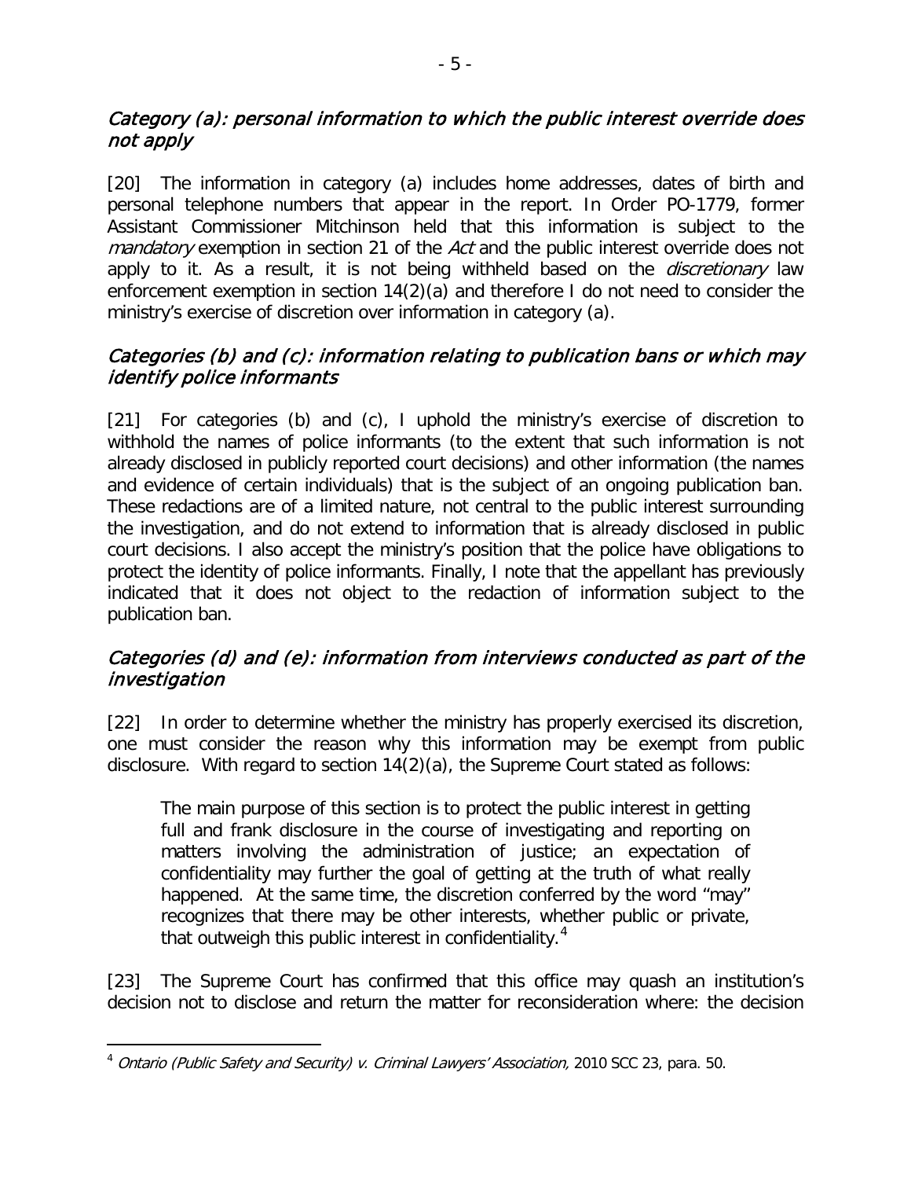### *Category (a): personal information to which the public interest override does not apply*

[20] The information in category (a) includes home addresses, dates of birth and personal telephone numbers that appear in the report. In Order PO-1779, former Assistant Commissioner Mitchinson held that this information is subject to the *mandatory* exemption in section 21 of the *Act* and the public interest override does not apply to it. As a result, it is not being withheld based on the *discretionary* law enforcement exemption in section 14(2)(a) and therefore I do not need to consider the ministry's exercise of discretion over information in category (a).

### *Categories (b) and (c): information relating to publication bans or which may identify police informants*

[21] For categories (b) and (c), I uphold the ministry's exercise of discretion to withhold the names of police informants (to the extent that such information is not already disclosed in publicly reported court decisions) and other information (the names and evidence of certain individuals) that is the subject of an ongoing publication ban. These redactions are of a limited nature, not central to the public interest surrounding the investigation, and do not extend to information that is already disclosed in public court decisions. I also accept the ministry's position that the police have obligations to protect the identity of police informants. Finally, I note that the appellant has previously indicated that it does not object to the redaction of information subject to the publication ban.

### *Categories (d) and (e): information from interviews conducted as part of the investigation*

[22] In order to determine whether the ministry has properly exercised its discretion, one must consider the reason why this information may be exempt from public disclosure. With regard to section 14(2)(a), the Supreme Court stated as follows:

> The main purpose of this section is to protect the public interest in getting full and frank disclosure in the course of investigating and reporting on matters involving the administration of justice; an expectation of confidentiality may further the goal of getting at the truth of what really happened. At the same time, the discretion conferred by the word "may" recognizes that there may be other interests, whether public or private, that outweigh this public interest in confidentiality.[4]

[23] The Supreme Court has confirmed that this office may quash an institution's decision not to disclose and return the matter for reconsideration where: the decision

---

[4] *Ontario (Public Safety and Security) v. Criminal Lawyers' Association,* 2010 SCC 23, para. 50.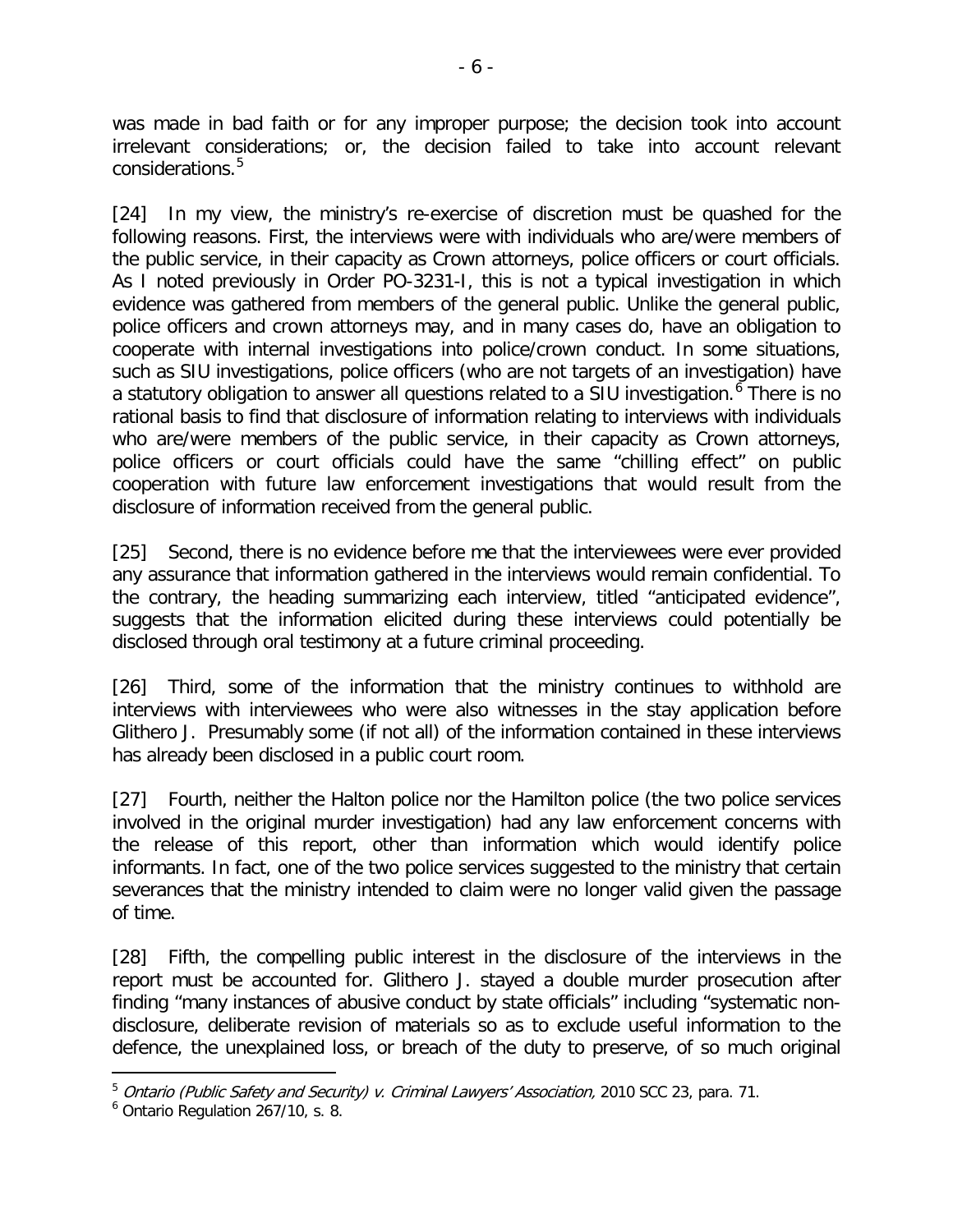was made in bad faith or for any improper purpose; the decision took into account irrelevant considerations; or, the decision failed to take into account relevant considerations.[5]

[24] In my view, the ministry's re-exercise of discretion must be quashed for the following reasons. First, the interviews were with individuals who are/were members of the public service, in their capacity as Crown attorneys, police officers or court officials. As I noted previously in Order PO-3231-I, this is not a typical investigation in which evidence was gathered from members of the general public. Unlike the general public, police officers and crown attorneys may, and in many cases do, have an obligation to cooperate with internal investigations into police/crown conduct. In some situations, such as SIU investigations, police officers (who are not targets of an investigation) have a statutory obligation to answer all questions related to a SIU investigation.[6] There is no rational basis to find that disclosure of information relating to interviews with individuals who are/were members of the public service, in their capacity as Crown attorneys, police officers or court officials could have the same "chilling effect" on public cooperation with future law enforcement investigations that would result from the disclosure of information received from the general public.

[25] Second, there is no evidence before me that the interviewees were ever provided any assurance that information gathered in the interviews would remain confidential. To the contrary, the heading summarizing each interview, titled "anticipated evidence", suggests that the information elicited during these interviews could potentially be disclosed through oral testimony at a future criminal proceeding.

[26] Third, some of the information that the ministry continues to withhold are interviews with interviewees who were also witnesses in the stay application before Glithero J. Presumably some (if not all) of the information contained in these interviews has already been disclosed in a public court room.

[27] Fourth, neither the Halton police nor the Hamilton police (the two police services involved in the original murder investigation) had any law enforcement concerns with the release of this report, other than information which would identify police informants. In fact, one of the two police services suggested to the ministry that certain severances that the ministry intended to claim were no longer valid given the passage of time.

[28] Fifth, the compelling public interest in the disclosure of the interviews in the report must be accounted for. Glithero J. stayed a double murder prosecution after finding "many instances of abusive conduct by state officials" including "systematic non-disclosure, deliberate revision of materials so as to exclude useful information to the defence, the unexplained loss, or breach of the duty to preserve, of so much original

---

[5] *Ontario (Public Safety and Security) v. Criminal Lawyers' Association,* 2010 SCC 23, para. 71.

[6] Ontario Regulation 267/10, s. 8.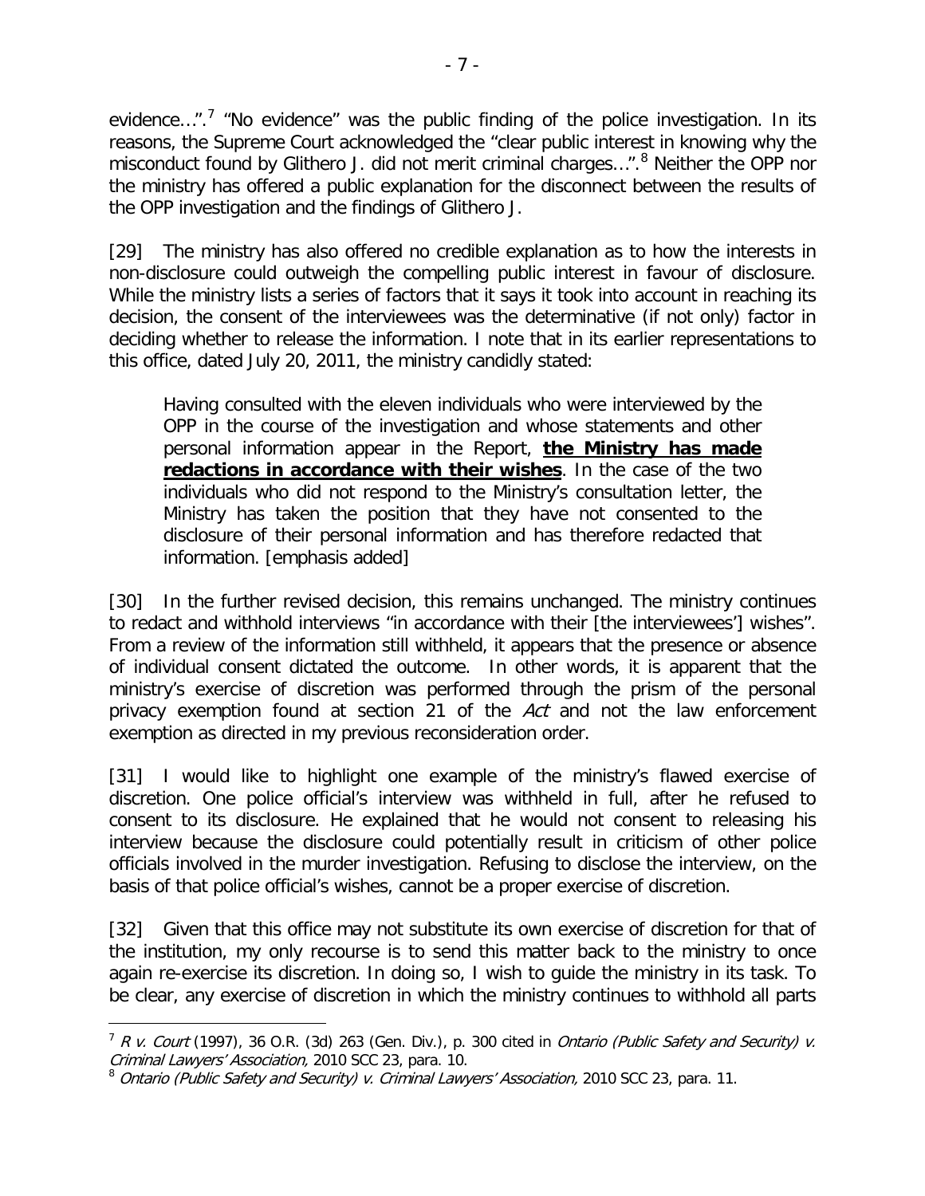evidence…”.[7] “No evidence” was the public finding of the police investigation. In its reasons, the Supreme Court acknowledged the “clear public interest in knowing why the misconduct found by Glithero J. did not merit criminal charges…”.[8] Neither the OPP nor the ministry has offered a public explanation for the disconnect between the results of the OPP investigation and the findings of Glithero J.

[29] The ministry has also offered no credible explanation as to how the interests in non-disclosure could outweigh the compelling public interest in favour of disclosure. While the ministry lists a series of factors that it says it took into account in reaching its decision, the consent of the interviewees was the determinative (if not only) factor in deciding whether to release the information. I note that in its earlier representations to this office, dated July 20, 2011, the ministry candidly stated:

> Having consulted with the eleven individuals who were interviewed by the OPP in the course of the investigation and whose statements and other personal information appear in the Report, **the Ministry has made redactions in accordance with their wishes**. In the case of the two individuals who did not respond to the Ministry's consultation letter, the Ministry has taken the position that they have not consented to the disclosure of their personal information and has therefore redacted that information. [emphasis added]

[30] In the further revised decision, this remains unchanged. The ministry continues to redact and withhold interviews “in accordance with their [the interviewees'] wishes”. From a review of the information still withheld, it appears that the presence or absence of individual consent dictated the outcome. In other words, it is apparent that the ministry's exercise of discretion was performed through the prism of the personal privacy exemption found at section 21 of the *Act* and not the law enforcement exemption as directed in my previous reconsideration order.

[31] I would like to highlight one example of the ministry's flawed exercise of discretion. One police official's interview was withheld in full, after he refused to consent to its disclosure. He explained that he would not consent to releasing his interview because the disclosure could potentially result in criticism of other police officials involved in the murder investigation. Refusing to disclose the interview, on the basis of that police official's wishes, cannot be a proper exercise of discretion.

[32] Given that this office may not substitute its own exercise of discretion for that of the institution, my only recourse is to send this matter back to the ministry to once again re-exercise its discretion. In doing so, I wish to guide the ministry in its task. To be clear, any exercise of discretion in which the ministry continues to withhold all parts

---

[7] *R v. Court* (1997), 36 O.R. (3d) 263 (Gen. Div.), p. 300 cited in *Ontario (Public Safety and Security) v. Criminal Lawyers' Association,* 2010 SCC 23, para. 10.

[8] *Ontario (Public Safety and Security) v. Criminal Lawyers' Association,* 2010 SCC 23, para. 11.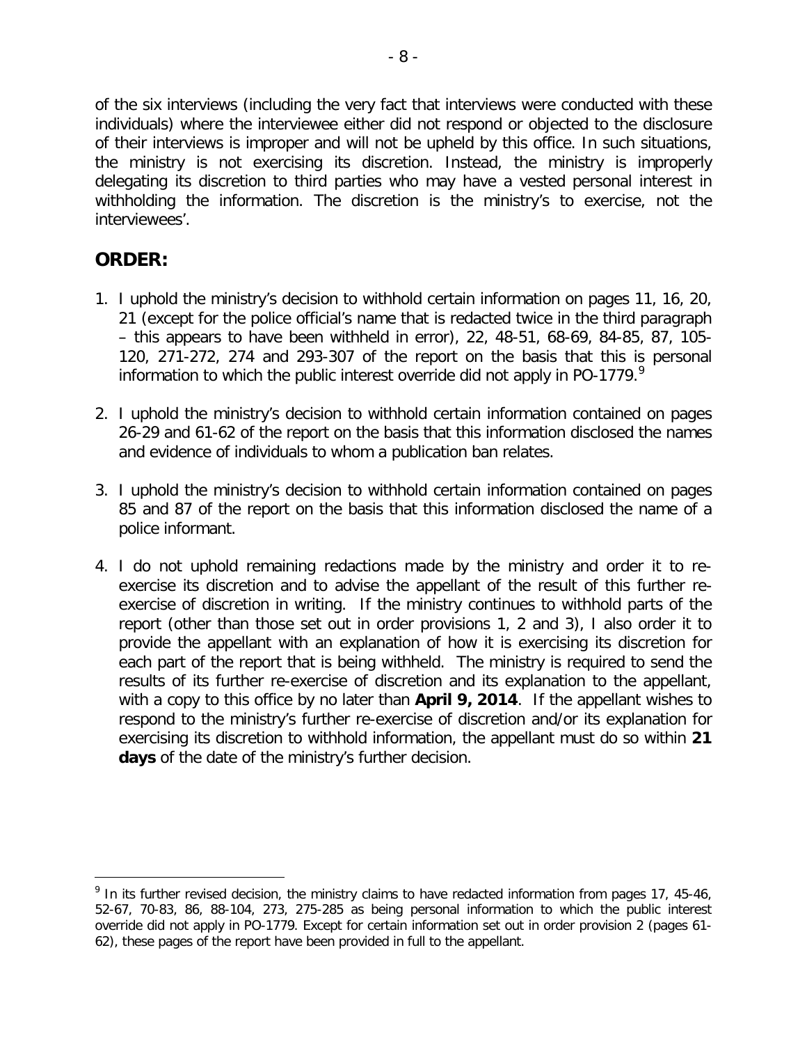of the six interviews (including the very fact that interviews were conducted with these individuals) where the interviewee either did not respond or objected to the disclosure of their interviews is improper and will not be upheld by this office. In such situations, the ministry is not exercising its discretion. Instead, the ministry is improperly delegating its discretion to third parties who may have a vested personal interest in withholding the information. The discretion is the ministry's to exercise, not the interviewees'.

## ORDER:

1. I uphold the ministry's decision to withhold certain information on pages 11, 16, 20, 21 (except for the police official's name that is redacted twice in the third paragraph – this appears to have been withheld in error), 22, 48-51, 68-69, 84-85, 87, 105-120, 271-272, 274 and 293-307 of the report on the basis that this is personal information to which the public interest override did not apply in PO-1779.[9]

2. I uphold the ministry's decision to withhold certain information contained on pages 26-29 and 61-62 of the report on the basis that this information disclosed the names and evidence of individuals to whom a publication ban relates.

3. I uphold the ministry's decision to withhold certain information contained on pages 85 and 87 of the report on the basis that this information disclosed the name of a police informant.

4. I do not uphold remaining redactions made by the ministry and order it to re-exercise its discretion and to advise the appellant of the result of this further re-exercise of discretion in writing. If the ministry continues to withhold parts of the report (other than those set out in order provisions 1, 2 and 3), I also order it to provide the appellant with an explanation of how it is exercising its discretion for each part of the report that is being withheld. The ministry is required to send the results of its further re-exercise of discretion and its explanation to the appellant, with a copy to this office by no later than **April 9, 2014**. If the appellant wishes to respond to the ministry's further re-exercise of discretion and/or its explanation for exercising its discretion to withhold information, the appellant must do so within **21 days** of the date of the ministry's further decision.

---

[9] In its further revised decision, the ministry claims to have redacted information from pages 17, 45-46, 52-67, 70-83, 86, 88-104, 273, 275-285 as being personal information to which the public interest override did not apply in PO-1779. Except for certain information set out in order provision 2 (pages 61-62), these pages of the report have been provided in full to the appellant.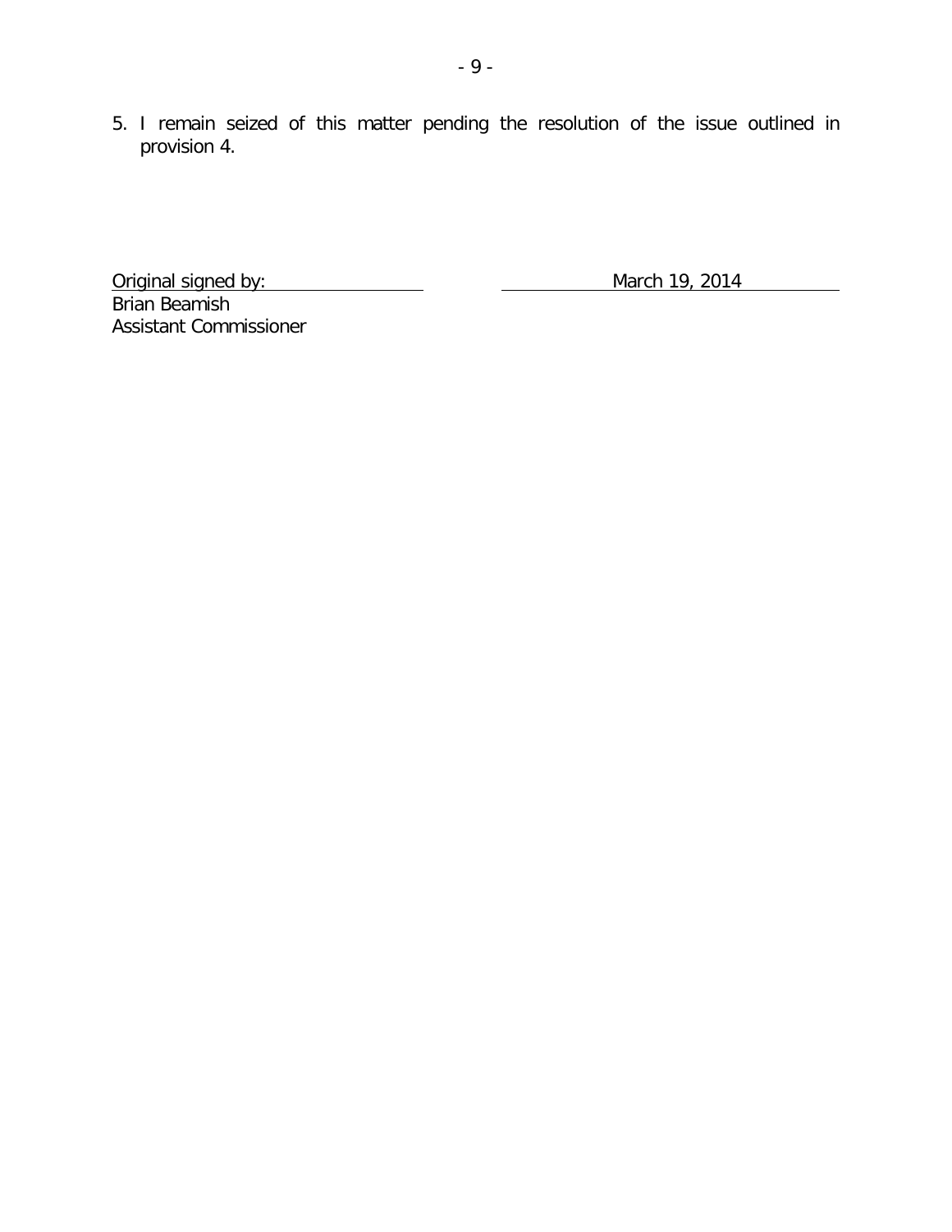5. I remain seized of this matter pending the resolution of the issue outlined in provision 4.

Original signed by: March 19, 2014

Brian Beamish

Assistant Commissioner